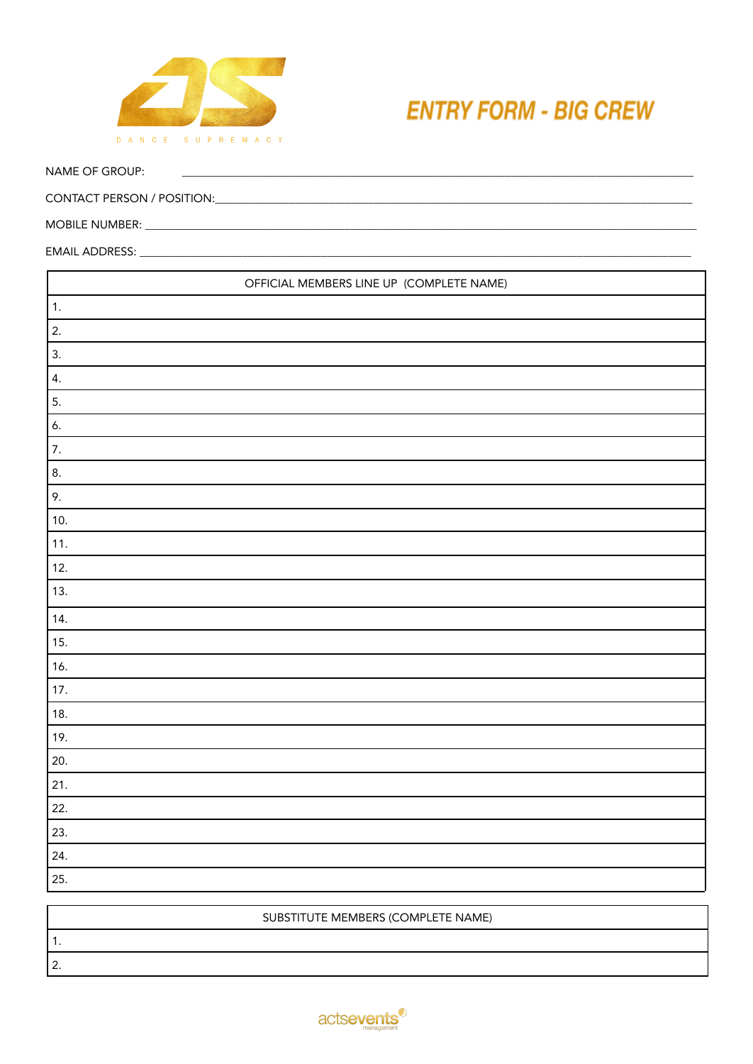DANCE SUPREMACY

# ENTRY FORM - BIG CREW

NAME OF GROUP: ___________________________________________

CONTACT PERSON / POSITION: ___________________________________________

MOBILE NUMBER: ___________________________________________

EMAIL ADDRESS: ___________________________________________

| OFFICIAL MEMBERS LINE UP (COMPLETE NAME) |
| --- |
| 1. |
| 2. |
| 3. |
| 4. |
| 5. |
| 6. |
| 7. |
| 8. |
| 9. |
| 10. |
| 11. |
| 12. |
| 13. |
| 14. |
| 15. |
| 16. |
| 17. |
| 18. |
| 19. |
| 20. |
| 21. |
| 22. |
| 23. |
| 24. |
| 25. |

| SUBSTITUTE MEMBERS (COMPLETE NAME) |
| --- |
| 1. |
| 2. |

actsevents management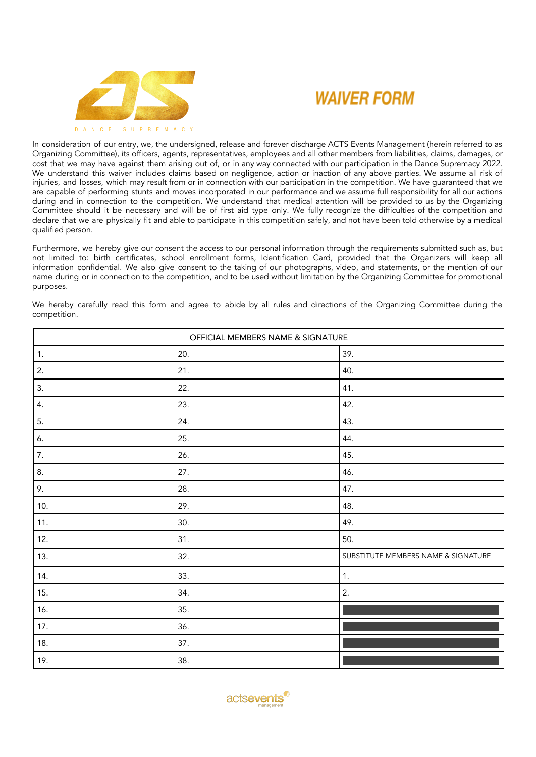DANCE SUPREMACY

# WAIVER FORM

In consideration of our entry, we, the undersigned, release and forever discharge ACTS Events Management (herein referred to as Organizing Committee), its officers, agents, representatives, employees and all other members from liabilities, claims, damages, or cost that we may have against them arising out of, or in any way connected with our participation in the Dance Supremacy 2022. We understand this waiver includes claims based on negligence, action or inaction of any above parties. We assume all risk of injuries, and losses, which may result from or in connection with our participation in the competition. We have guaranteed that we are capable of performing stunts and moves incorporated in our performance and we assume full responsibility for all our actions during and in connection to the competition. We understand that medical attention will be provided to us by the Organizing Committee should it be necessary and will be of first aid type only. We fully recognize the difficulties of the competition and declare that we are physically fit and able to participate in this competition safely, and not have been told otherwise by a medical qualified person.

Furthermore, we hereby give our consent the access to our personal information through the requirements submitted such as, but not limited to: birth certificates, school enrollment forms, Identification Card, provided that the Organizers will keep all information confidential. We also give consent to the taking of our photographs, video, and statements, or the mention of our name during or in connection to the competition, and to be used without limitation by the Organizing Committee for promotional purposes.

We hereby carefully read this form and agree to abide by all rules and directions of the Organizing Committee during the competition.

| OFFICIAL MEMBERS NAME & SIGNATURE | | |
|---|---|---|
| 1. | 20. | 39. |
| 2. | 21. | 40. |
| 3. | 22. | 41. |
| 4. | 23. | 42. |
| 5. | 24. | 43. |
| 6. | 25. | 44. |
| 7. | 26. | 45. |
| 8. | 27. | 46. |
| 9. | 28. | 47. |
| 10. | 29. | 48. |
| 11. | 30. | 49. |
| 12. | 31. | 50. |
| 13. | 32. | SUBSTITUTE MEMBERS NAME & SIGNATURE |
| 14. | 33. | 1. |
| 15. | 34. | 2. |
| 16. | 35. | |
| 17. | 36. | |
| 18. | 37. | |
| 19. | 38. | |

actsevents management